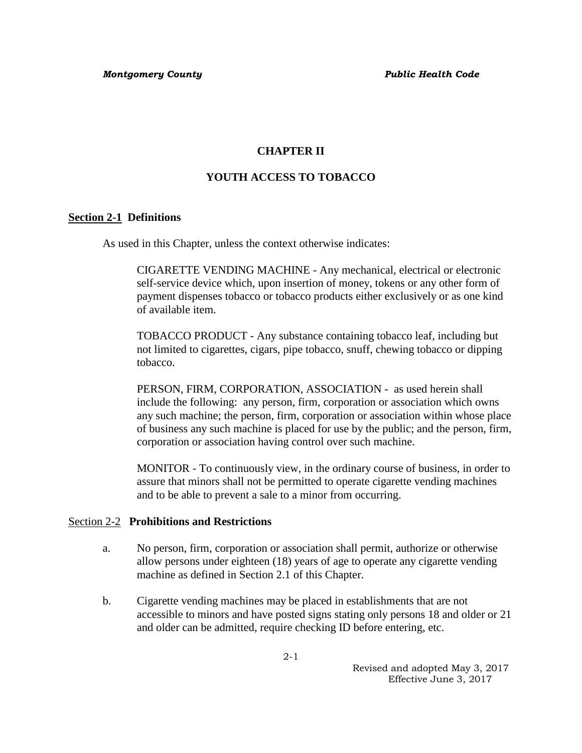# CHAPTER II

# YOUTH ACCESS TO TOBACCO

## Section 2-1 Definitions

As used in this Chapter, unless the context otherwise indicates:

CIGARETTE VENDING MACHINE - Any mechanical, electrical or electronic self-service device which, upon insertion of money, tokens or any other form of payment dispenses tobacco or tobacco products either exclusively or as one kind of available item.

TOBACCO PRODUCT - Any substance containing tobacco leaf, including but not limited to cigarettes, cigars, pipe tobacco, snuff, chewing tobacco or dipping tobacco.

PERSON, FIRM, CORPORATION, ASSOCIATION - as used herein shall include the following: any person, firm, corporation or association which owns any such machine; the person, firm, corporation or association within whose place of business any such machine is placed for use by the public; and the person, firm, corporation or association having control over such machine.

MONITOR - To continuously view, in the ordinary course of business, in order to assure that minors shall not be permitted to operate cigarette vending machines and to be able to prevent a sale to a minor from occurring.

## Section 2-2 Prohibitions and Restrictions

a. No person, firm, corporation or association shall permit, authorize or otherwise allow persons under eighteen (18) years of age to operate any cigarette vending machine as defined in Section 2.1 of this Chapter.

b. Cigarette vending machines may be placed in establishments that are not accessible to minors and have posted signs stating only persons 18 and older or 21 and older can be admitted, require checking ID before entering, etc.

Revised and adopted May 3, 2017
Effective June 3, 2017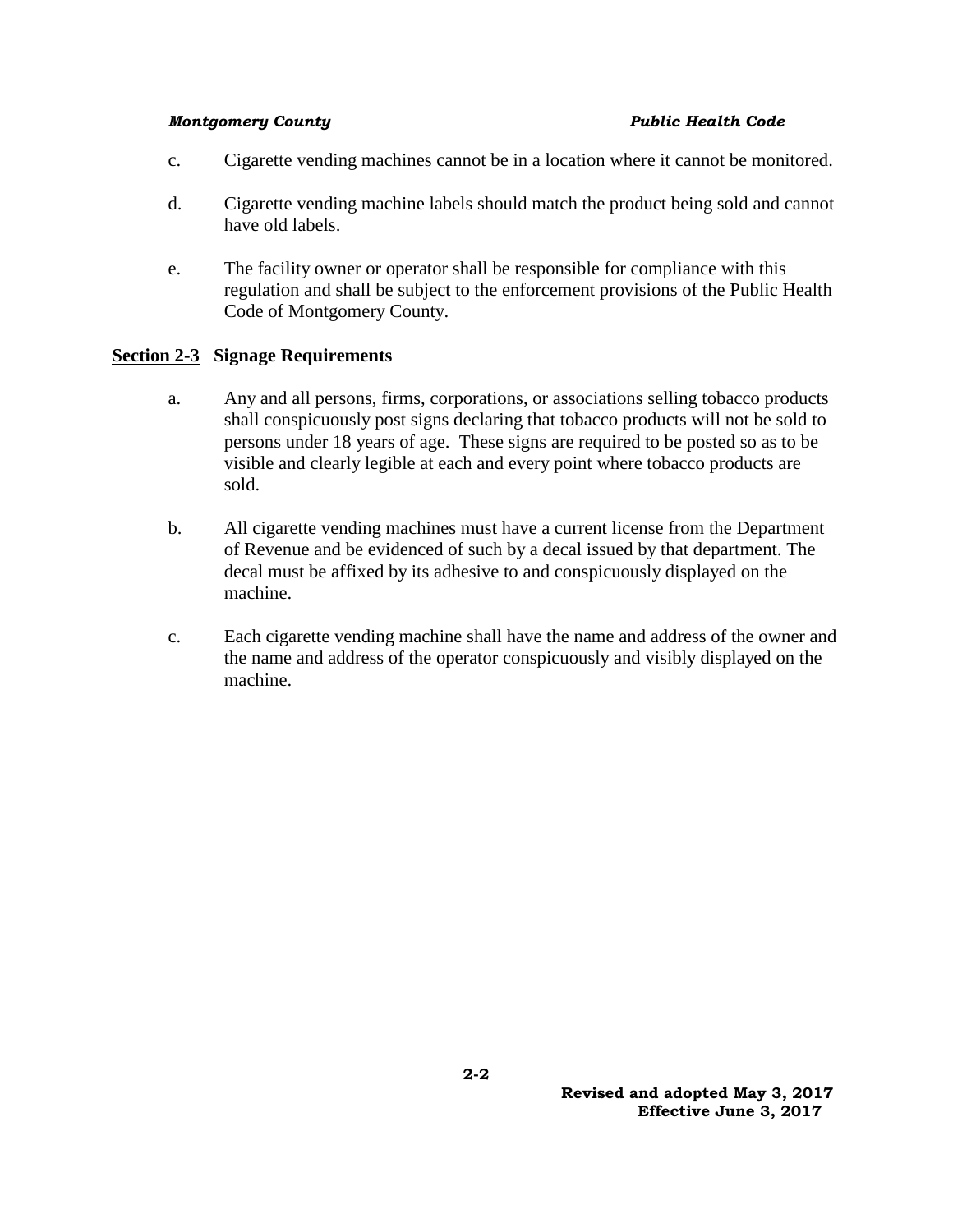c. Cigarette vending machines cannot be in a location where it cannot be monitored.

d. Cigarette vending machine labels should match the product being sold and cannot have old labels.

e. The facility owner or operator shall be responsible for compliance with this regulation and shall be subject to the enforcement provisions of the Public Health Code of Montgomery County.

## Section 2-3 Signage Requirements

a. Any and all persons, firms, corporations, or associations selling tobacco products shall conspicuously post signs declaring that tobacco products will not be sold to persons under 18 years of age. These signs are required to be posted so as to be visible and clearly legible at each and every point where tobacco products are sold.

b. All cigarette vending machines must have a current license from the Department of Revenue and be evidenced of such by a decal issued by that department. The decal must be affixed by its adhesive to and conspicuously displayed on the machine.

c. Each cigarette vending machine shall have the name and address of the owner and the name and address of the operator conspicuously and visibly displayed on the machine.